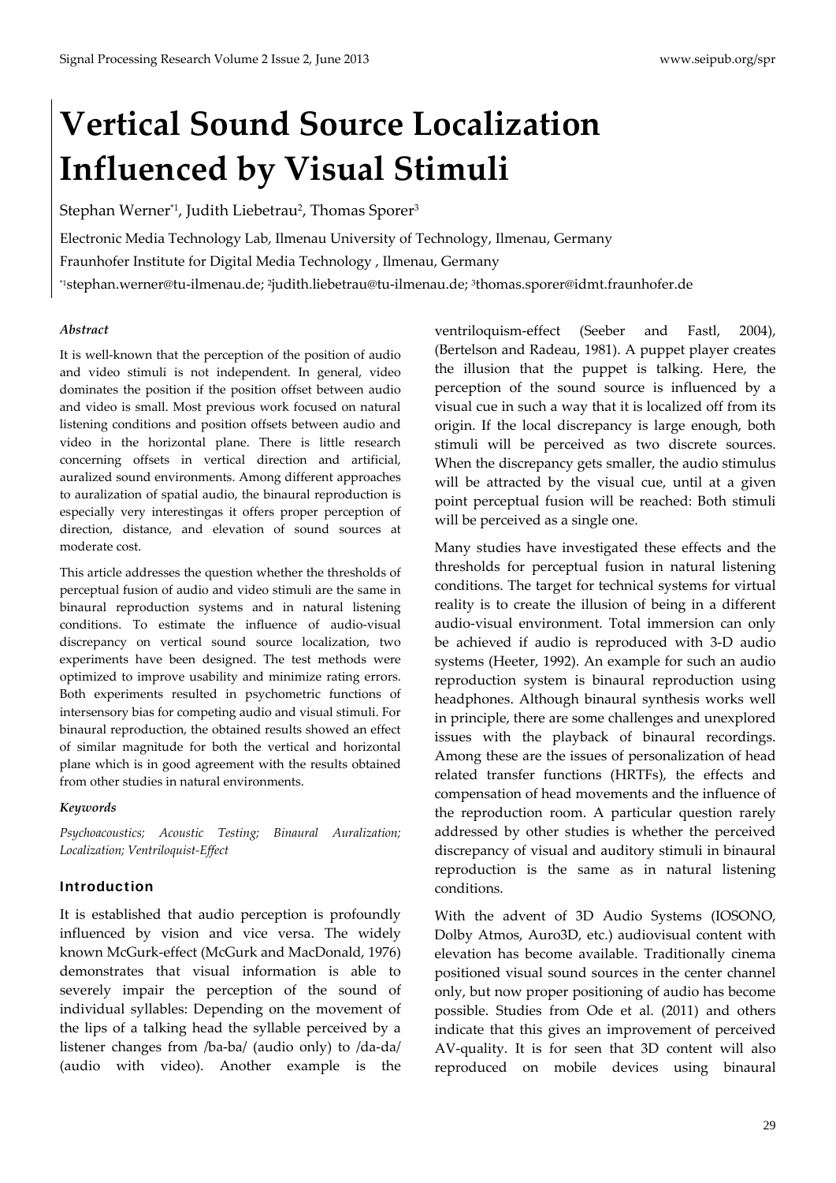# Vertical Sound Source Localization Influenced by Visual Stimuli

Stephan Werner[*1], Judith Liebetrau[2], Thomas Sporer[3]

Electronic Media Technology Lab, Ilmenau University of Technology, Ilmenau, Germany

Fraunhofer Institute for Digital Media Technology , Ilmenau, Germany

[*1]stephan.werner@tu-ilmenau.de; [2]judith.liebetrau@tu-ilmenau.de; [3]thomas.sporer@idmt.fraunhofer.de

### *Abstract*

It is well-known that the perception of the position of audio and video stimuli is not independent. In general, video dominates the position if the position offset between audio and video is small. Most previous work focused on natural listening conditions and position offsets between audio and video in the horizontal plane. There is little research concerning offsets in vertical direction and artificial, auralized sound environments. Among different approaches to auralization of spatial audio, the binaural reproduction is especially very interestingas it offers proper perception of direction, distance, and elevation of sound sources at moderate cost.

This article addresses the question whether the thresholds of perceptual fusion of audio and video stimuli are the same in binaural reproduction systems and in natural listening conditions. To estimate the influence of audio-visual discrepancy on vertical sound source localization, two experiments have been designed. The test methods were optimized to improve usability and minimize rating errors. Both experiments resulted in psychometric functions of intersensory bias for competing audio and visual stimuli. For binaural reproduction, the obtained results showed an effect of similar magnitude for both the vertical and horizontal plane which is in good agreement with the results obtained from other studies in natural environments.

### *Keywords*

*Psychoacoustics; Acoustic Testing; Binaural Auralization; Localization; Ventriloquist-Effect*

## Introduction

It is established that audio perception is profoundly influenced by vision and vice versa. The widely known McGurk-effect (McGurk and MacDonald, 1976) demonstrates that visual information is able to severely impair the perception of the sound of individual syllables: Depending on the movement of the lips of a talking head the syllable perceived by a listener changes from /ba-ba/ (audio only) to /da-da/ (audio with video). Another example is the ventriloquism-effect (Seeber and Fastl, 2004), (Bertelson and Radeau, 1981). A puppet player creates the illusion that the puppet is talking. Here, the perception of the sound source is influenced by a visual cue in such a way that it is localized off from its origin. If the local discrepancy is large enough, both stimuli will be perceived as two discrete sources. When the discrepancy gets smaller, the audio stimulus will be attracted by the visual cue, until at a given point perceptual fusion will be reached: Both stimuli will be perceived as a single one.

Many studies have investigated these effects and the thresholds for perceptual fusion in natural listening conditions. The target for technical systems for virtual reality is to create the illusion of being in a different audio-visual environment. Total immersion can only be achieved if audio is reproduced with 3-D audio systems (Heeter, 1992). An example for such an audio reproduction system is binaural reproduction using headphones. Although binaural synthesis works well in principle, there are some challenges and unexplored issues with the playback of binaural recordings. Among these are the issues of personalization of head related transfer functions (HRTFs), the effects and compensation of head movements and the influence of the reproduction room. A particular question rarely addressed by other studies is whether the perceived discrepancy of visual and auditory stimuli in binaural reproduction is the same as in natural listening conditions.

With the advent of 3D Audio Systems (IOSONO, Dolby Atmos, Auro3D, etc.) audiovisual content with elevation has become available. Traditionally cinema positioned visual sound sources in the center channel only, but now proper positioning of audio has become possible. Studies from Ode et al. (2011) and others indicate that this gives an improvement of perceived AV-quality. It is for seen that 3D content will also reproduced on mobile devices using binaural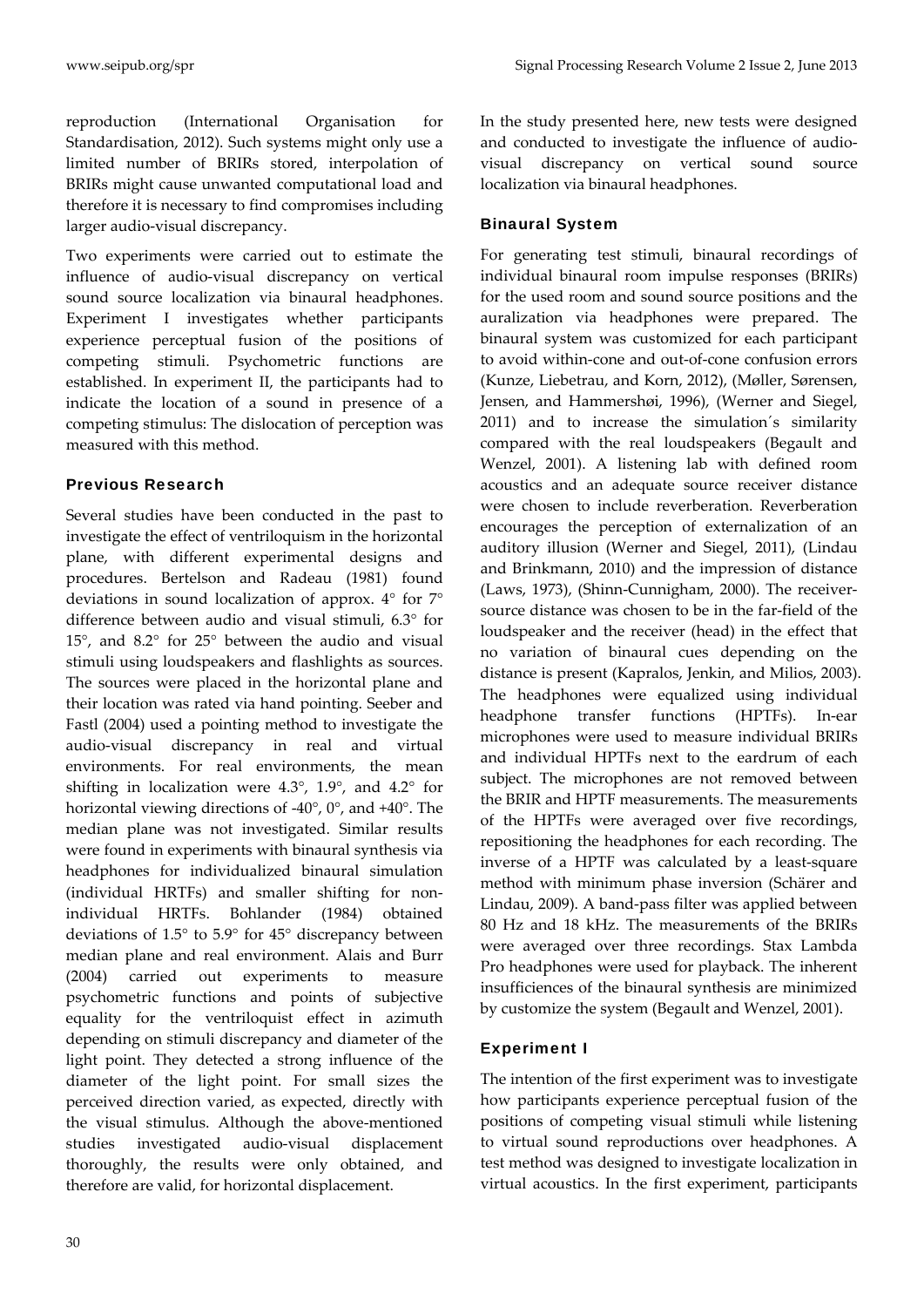reproduction (International Organisation for Standardisation, 2012). Such systems might only use a limited number of BRIRs stored, interpolation of BRIRs might cause unwanted computational load and therefore it is necessary to find compromises including larger audio-visual discrepancy.

Two experiments were carried out to estimate the influence of audio-visual discrepancy on vertical sound source localization via binaural headphones. Experiment I investigates whether participants experience perceptual fusion of the positions of competing stimuli. Psychometric functions are established. In experiment II, the participants had to indicate the location of a sound in presence of a competing stimulus: The dislocation of perception was measured with this method.

## Previous Research

Several studies have been conducted in the past to investigate the effect of ventriloquism in the horizontal plane, with different experimental designs and procedures. Bertelson and Radeau (1981) found deviations in sound localization of approx. 4° for 7° difference between audio and visual stimuli, 6.3° for 15°, and 8.2° for 25° between the audio and visual stimuli using loudspeakers and flashlights as sources. The sources were placed in the horizontal plane and their location was rated via hand pointing. Seeber and Fastl (2004) used a pointing method to investigate the audio-visual discrepancy in real and virtual environments. For real environments, the mean shifting in localization were 4.3°, 1.9°, and 4.2° for horizontal viewing directions of -40°, 0°, and +40°. The median plane was not investigated. Similar results were found in experiments with binaural synthesis via headphones for individualized binaural simulation (individual HRTFs) and smaller shifting for non-individual HRTFs. Bohlander (1984) obtained deviations of 1.5° to 5.9° for 45° discrepancy between median plane and real environment. Alais and Burr (2004) carried out experiments to measure psychometric functions and points of subjective equality for the ventriloquist effect in azimuth depending on stimuli discrepancy and diameter of the light point. They detected a strong influence of the diameter of the light point. For small sizes the perceived direction varied, as expected, directly with the visual stimulus. Although the above-mentioned studies investigated audio-visual displacement thoroughly, the results were only obtained, and therefore are valid, for horizontal displacement.

In the study presented here, new tests were designed and conducted to investigate the influence of audio-visual discrepancy on vertical sound source localization via binaural headphones.

## Binaural System

For generating test stimuli, binaural recordings of individual binaural room impulse responses (BRIRs) for the used room and sound source positions and the auralization via headphones were prepared. The binaural system was customized for each participant to avoid within-cone and out-of-cone confusion errors (Kunze, Liebetrau, and Korn, 2012), (Møller, Sørensen, Jensen, and Hammershøi, 1996), (Werner and Siegel, 2011) and to increase the simulation´s similarity compared with the real loudspeakers (Begault and Wenzel, 2001). A listening lab with defined room acoustics and an adequate source receiver distance were chosen to include reverberation. Reverberation encourages the perception of externalization of an auditory illusion (Werner and Siegel, 2011), (Lindau and Brinkmann, 2010) and the impression of distance (Laws, 1973), (Shinn-Cunnigham, 2000). The receiver-source distance was chosen to be in the far-field of the loudspeaker and the receiver (head) in the effect that no variation of binaural cues depending on the distance is present (Kapralos, Jenkin, and Milios, 2003). The headphones were equalized using individual headphone transfer functions (HPTFs). In-ear microphones were used to measure individual BRIRs and individual HPTFs next to the eardrum of each subject. The microphones are not removed between the BRIR and HPTF measurements. The measurements of the HPTFs were averaged over five recordings, repositioning the headphones for each recording. The inverse of a HPTF was calculated by a least-square method with minimum phase inversion (Schärer and Lindau, 2009). A band-pass filter was applied between 80 Hz and 18 kHz. The measurements of the BRIRs were averaged over three recordings. Stax Lambda Pro headphones were used for playback. The inherent insufficiencies of the binaural synthesis are minimized by customize the system (Begault and Wenzel, 2001).

## Experiment I

The intention of the first experiment was to investigate how participants experience perceptual fusion of the positions of competing visual stimuli while listening to virtual sound reproductions over headphones. A test method was designed to investigate localization in virtual acoustics. In the first experiment, participants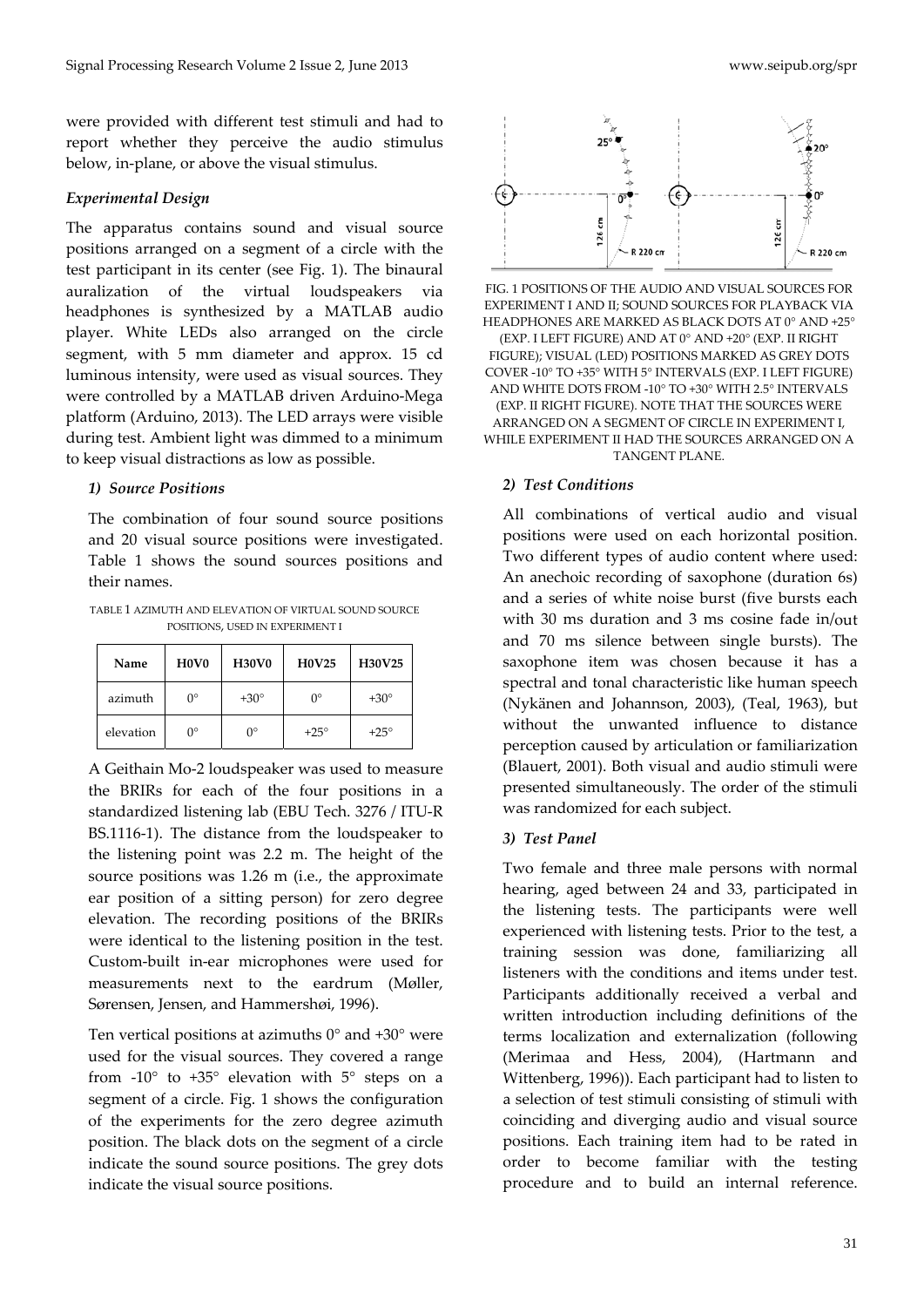were provided with different test stimuli and had to report whether they perceive the audio stimulus below, in-plane, or above the visual stimulus.

### *Experimental Design*

The apparatus contains sound and visual source positions arranged on a segment of a circle with the test participant in its center (see Fig. 1). The binaural auralization of the virtual loudspeakers via headphones is synthesized by a MATLAB audio player. White LEDs also arranged on the circle segment, with 5 mm diameter and approx. 15 cd luminous intensity, were used as visual sources. They were controlled by a MATLAB driven Arduino-Mega platform (Arduino, 2013). The LED arrays were visible during test. Ambient light was dimmed to a minimum to keep visual distractions as low as possible.

#### *1) Source Positions*

The combination of four sound source positions and 20 visual source positions were investigated. Table 1 shows the sound sources positions and their names.

TABLE 1 AZIMUTH AND ELEVATION OF VIRTUAL SOUND SOURCE POSITIONS, USED IN EXPERIMENT I

| Name | H0V0 | H30V0 | H0V25 | H30V25 |
|---|---|---|---|---|
| azimuth | 0° | +30° | 0° | +30° |
| elevation | 0° | 0° | +25° | +25° |

A Geithain Mo-2 loudspeaker was used to measure the BRIRs for each of the four positions in a standardized listening lab (EBU Tech. 3276 / ITU-R BS.1116-1). The distance from the loudspeaker to the listening point was 2.2 m. The height of the source positions was 1.26 m (i.e., the approximate ear position of a sitting person) for zero degree elevation. The recording positions of the BRIRs were identical to the listening position in the test. Custom-built in-ear microphones were used for measurements next to the eardrum (Møller, Sørensen, Jensen, and Hammershøi, 1996).

Ten vertical positions at azimuths 0° and +30° were used for the visual sources. They covered a range from -10° to +35° elevation with 5° steps on a segment of a circle. Fig. 1 shows the configuration of the experiments for the zero degree azimuth position. The black dots on the segment of a circle indicate the sound source positions. The grey dots indicate the visual source positions.

FIG. 1 POSITIONS OF THE AUDIO AND VISUAL SOURCES FOR EXPERIMENT I AND II; SOUND SOURCES FOR PLAYBACK VIA HEADPHONES ARE MARKED AS BLACK DOTS AT 0° AND +25° (EXP. I LEFT FIGURE) AND AT 0° AND +20° (EXP. II RIGHT FIGURE); VISUAL (LED) POSITIONS MARKED AS GREY DOTS COVER -10° TO +35° WITH 5° INTERVALS (EXP. I LEFT FIGURE) AND WHITE DOTS FROM -10° TO +30° WITH 2.5° INTERVALS (EXP. II RIGHT FIGURE). NOTE THAT THE SOURCES WERE ARRANGED ON A SEGMENT OF CIRCLE IN EXPERIMENT I, WHILE EXPERIMENT II HAD THE SOURCES ARRANGED ON A TANGENT PLANE.

#### *2) Test Conditions*

All combinations of vertical audio and visual positions were used on each horizontal position. Two different types of audio content where used: An anechoic recording of saxophone (duration 6s) and a series of white noise burst (five bursts each with 30 ms duration and 3 ms cosine fade in/out and 70 ms silence between single bursts). The saxophone item was chosen because it has a spectral and tonal characteristic like human speech (Nykänen and Johannson, 2003), (Teal, 1963), but without the unwanted influence to distance perception caused by articulation or familiarization (Blauert, 2001). Both visual and audio stimuli were presented simultaneously. The order of the stimuli was randomized for each subject.

#### *3) Test Panel*

Two female and three male persons with normal hearing, aged between 24 and 33, participated in the listening tests. The participants were well experienced with listening tests. Prior to the test, a training session was done, familiarizing all listeners with the conditions and items under test. Participants additionally received a verbal and written introduction including definitions of the terms localization and externalization (following (Merimaa and Hess, 2004), (Hartmann and Wittenberg, 1996)). Each participant had to listen to a selection of test stimuli consisting of stimuli with coinciding and diverging audio and visual source positions. Each training item had to be rated in order to become familiar with the testing procedure and to build an internal reference.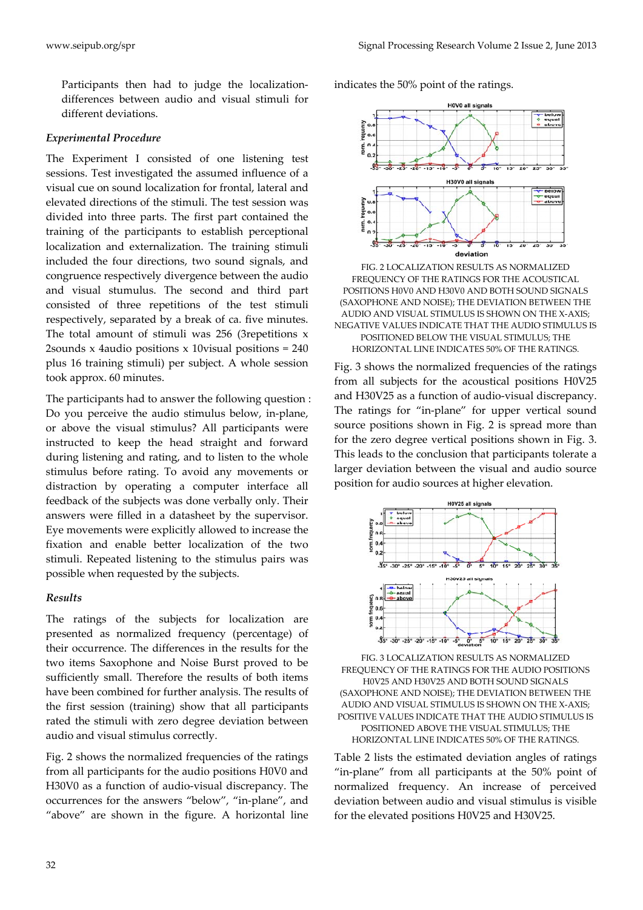Participants then had to judge the localization-differences between audio and visual stimuli for different deviations.

### Experimental Procedure

The Experiment I consisted of one listening test sessions. Test investigated the assumed influence of a visual cue on sound localization for frontal, lateral and elevated directions of the stimuli. The test session was divided into three parts. The first part contained the training of the participants to establish perceptional localization and externalization. The training stimuli included the four directions, two sound signals, and congruence respectively divergence between the audio and visual stimulus. The second and third part consisted of three repetitions of the test stimuli respectively, separated by a break of ca. five minutes. The total amount of stimuli was 256 (3repetitions x 2sounds x 4audio positions x 10visual positions = 240 plus 16 training stimuli) per subject. A whole session took approx. 60 minutes.

The participants had to answer the following question : Do you perceive the audio stimulus below, in-plane, or above the visual stimulus? All participants were instructed to keep the head straight and forward during listening and rating, and to listen to the whole stimulus before rating. To avoid any movements or distraction by operating a computer interface all feedback of the subjects was done verbally only. Their answers were filled in a datasheet by the supervisor. Eye movements were explicitly allowed to increase the fixation and enable better localization of the two stimuli. Repeated listening to the stimulus pairs was possible when requested by the subjects.

### Results

The ratings of the subjects for localization are presented as normalized frequency (percentage) of their occurrence. The differences in the results for the two items Saxophone and Noise Burst proved to be sufficiently small. Therefore the results of both items have been combined for further analysis. The results of the first session (training) show that all participants rated the stimuli with zero degree deviation between audio and visual stimulus correctly.

Fig. 2 shows the normalized frequencies of the ratings from all participants for the audio positions H0V0 and H30V0 as a function of audio-visual discrepancy. The occurrences for the answers "below", "in-plane", and "above" are shown in the figure. A horizontal line indicates the 50% point of the ratings.

FIG. 2 LOCALIZATION RESULTS AS NORMALIZED FREQUENCY OF THE RATINGS FOR THE ACOUSTICAL POSITIONS H0V0 AND H30V0 AND BOTH SOUND SIGNALS (SAXOPHONE AND NOISE); THE DEVIATION BETWEEN THE AUDIO AND VISUAL STIMULUS IS SHOWN ON THE X-AXIS; NEGATIVE VALUES INDICATE THAT THE AUDIO STIMULUS IS POSITIONED BELOW THE VISUAL STIMULUS; THE HORIZONTAL LINE INDICATES 50% OF THE RATINGS.

Fig. 3 shows the normalized frequencies of the ratings from all subjects for the acoustical positions H0V25 and H30V25 as a function of audio-visual discrepancy. The ratings for "in-plane" for upper vertical sound source positions shown in Fig. 2 is spread more than for the zero degree vertical positions shown in Fig. 3. This leads to the conclusion that participants tolerate a larger deviation between the visual and audio source position for audio sources at higher elevation.

FIG. 3 LOCALIZATION RESULTS AS NORMALIZED FREQUENCY OF THE RATINGS FOR THE AUDIO POSITIONS H0V25 AND H30V25 AND BOTH SOUND SIGNALS (SAXOPHONE AND NOISE); THE DEVIATION BETWEEN THE AUDIO AND VISUAL STIMULUS IS SHOWN ON THE X-AXIS; POSITIVE VALUES INDICATE THAT THE AUDIO STIMULUS IS POSITIONED ABOVE THE VISUAL STIMULUS; THE HORIZONTAL LINE INDICATES 50% OF THE RATINGS.

Table 2 lists the estimated deviation angles of ratings "in-plane" from all participants at the 50% point of normalized frequency. An increase of perceived deviation between audio and visual stimulus is visible for the elevated positions H0V25 and H30V25.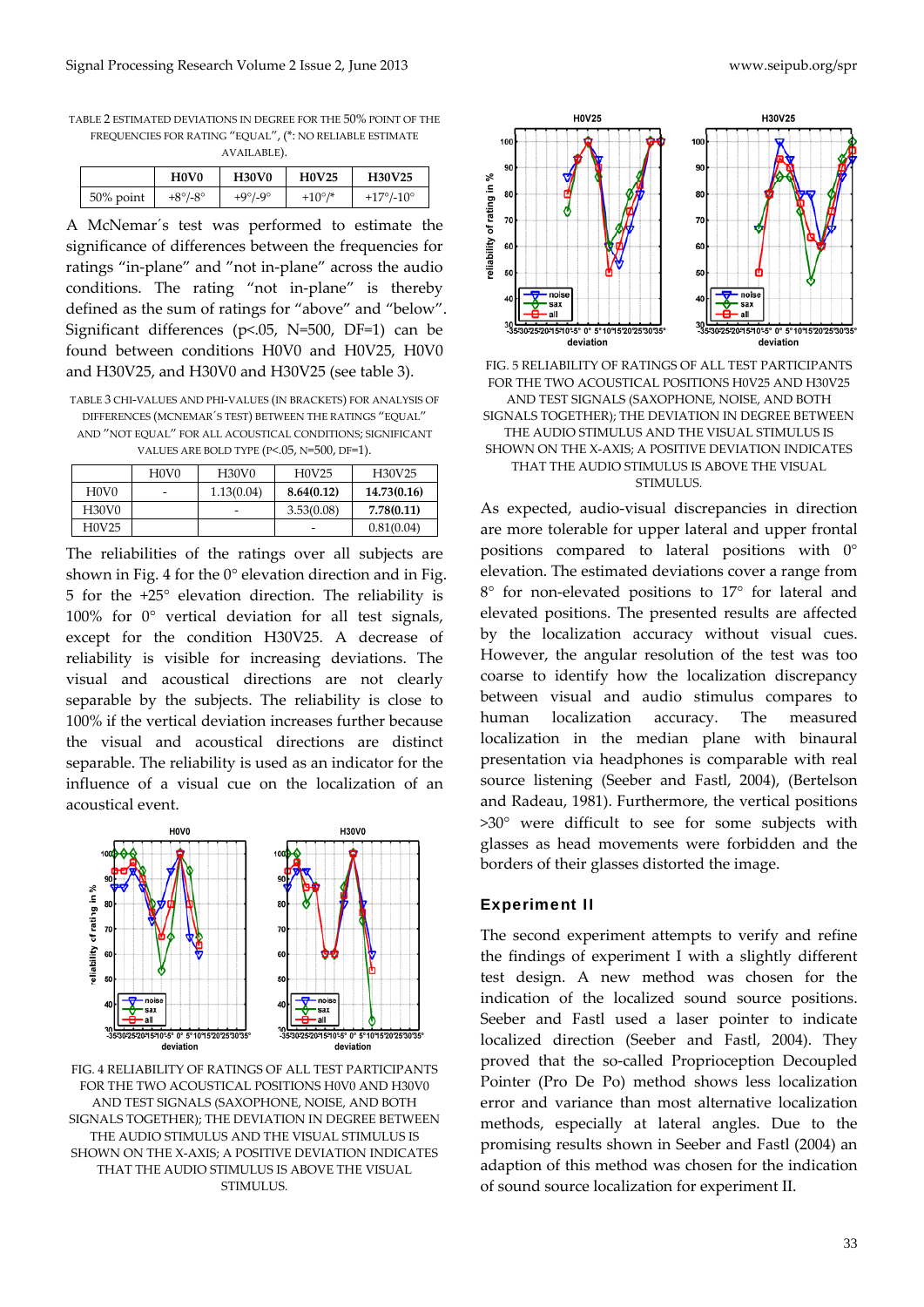TABLE 2 ESTIMATED DEVIATIONS IN DEGREE FOR THE 50% POINT OF THE FREQUENCIES FOR RATING "EQUAL", (*: NO RELIABLE ESTIMATE AVAILABLE).

| | H0V0 | H30V0 | H0V25 | H30V25 |
|---|---|---|---|---|
| 50% point | +8°/-8° | +9°/-9° | +10°/* | +17°/-10° |

A McNemar´s test was performed to estimate the significance of differences between the frequencies for ratings "in-plane" and "not in-plane" across the audio conditions. The rating "not in-plane" is thereby defined as the sum of ratings for "above" and "below". Significant differences ($p<.05$, N=500, DF=1) can be found between conditions H0V0 and H0V25, H0V0 and H30V25, and H30V0 and H30V25 (see table 3).

TABLE 3 CHI-VALUES AND PHI-VALUES (IN BRACKETS) FOR ANALYSIS OF DIFFERENCES (MCNEMAR´S TEST) BETWEEN THE RATINGS "EQUAL" AND "NOT EQUAL" FOR ALL ACOUSTICAL CONDITIONS; SIGNIFICANT VALUES ARE BOLD TYPE ($P<.05$, N=500, DF=1).

| | H0V0 | H30V0 | H0V25 | H30V25 |
|---|---|---|---|---|
| H0V0 | - | 1.13(0.04) | **8.64(0.12)** | **14.73(0.16)** |
| H30V0 | | - | 3.53(0.08) | **7.78(0.11)** |
| H0V25 | | | - | 0.81(0.04) |

The reliabilities of the ratings over all subjects are shown in Fig. 4 for the 0° elevation direction and in Fig. 5 for the +25° elevation direction. The reliability is 100% for 0° vertical deviation for all test signals, except for the condition H30V25. A decrease of reliability is visible for increasing deviations. The visual and acoustical directions are not clearly separable by the subjects. The reliability is close to 100% if the vertical deviation increases further because the visual and acoustical directions are distinct separable. The reliability is used as an indicator for the influence of a visual cue on the localization of an acoustical event.

FIG. 4 RELIABILITY OF RATINGS OF ALL TEST PARTICIPANTS FOR THE TWO ACOUSTICAL POSITIONS H0V0 AND H30V0 AND TEST SIGNALS (SAXOPHONE, NOISE, AND BOTH SIGNALS TOGETHER); THE DEVIATION IN DEGREE BETWEEN THE AUDIO STIMULUS AND THE VISUAL STIMULUS IS SHOWN ON THE X-AXIS; A POSITIVE DEVIATION INDICATES THAT THE AUDIO STIMULUS IS ABOVE THE VISUAL STIMULUS.

FIG. 5 RELIABILITY OF RATINGS OF ALL TEST PARTICIPANTS FOR THE TWO ACOUSTICAL POSITIONS H0V25 AND H30V25 AND TEST SIGNALS (SAXOPHONE, NOISE, AND BOTH SIGNALS TOGETHER); THE DEVIATION IN DEGREE BETWEEN THE AUDIO STIMULUS AND THE VISUAL STIMULUS IS SHOWN ON THE X-AXIS; A POSITIVE DEVIATION INDICATES THAT THE AUDIO STIMULUS IS ABOVE THE VISUAL STIMULUS.

As expected, audio-visual discrepancies in direction are more tolerable for upper lateral and upper frontal positions compared to lateral positions with 0° elevation. The estimated deviations cover a range from 8° for non-elevated positions to 17° for lateral and elevated positions. The presented results are affected by the localization accuracy without visual cues. However, the angular resolution of the test was too coarse to identify how the localization discrepancy between visual and audio stimulus compares to human localization accuracy. The measured localization in the median plane with binaural presentation via headphones is comparable with real source listening (Seeber and Fastl, 2004), (Bertelson and Radeau, 1981). Furthermore, the vertical positions >30° were difficult to see for some subjects with glasses as head movements were forbidden and the borders of their glasses distorted the image.

## Experiment II

The second experiment attempts to verify and refine the findings of experiment I with a slightly different test design. A new method was chosen for the indication of the localized sound source positions. Seeber and Fastl used a laser pointer to indicate localized direction (Seeber and Fastl, 2004). They proved that the so-called Proprioception Decoupled Pointer (Pro De Po) method shows less localization error and variance than most alternative localization methods, especially at lateral angles. Due to the promising results shown in Seeber and Fastl (2004) an adaption of this method was chosen for the indication of sound source localization for experiment II.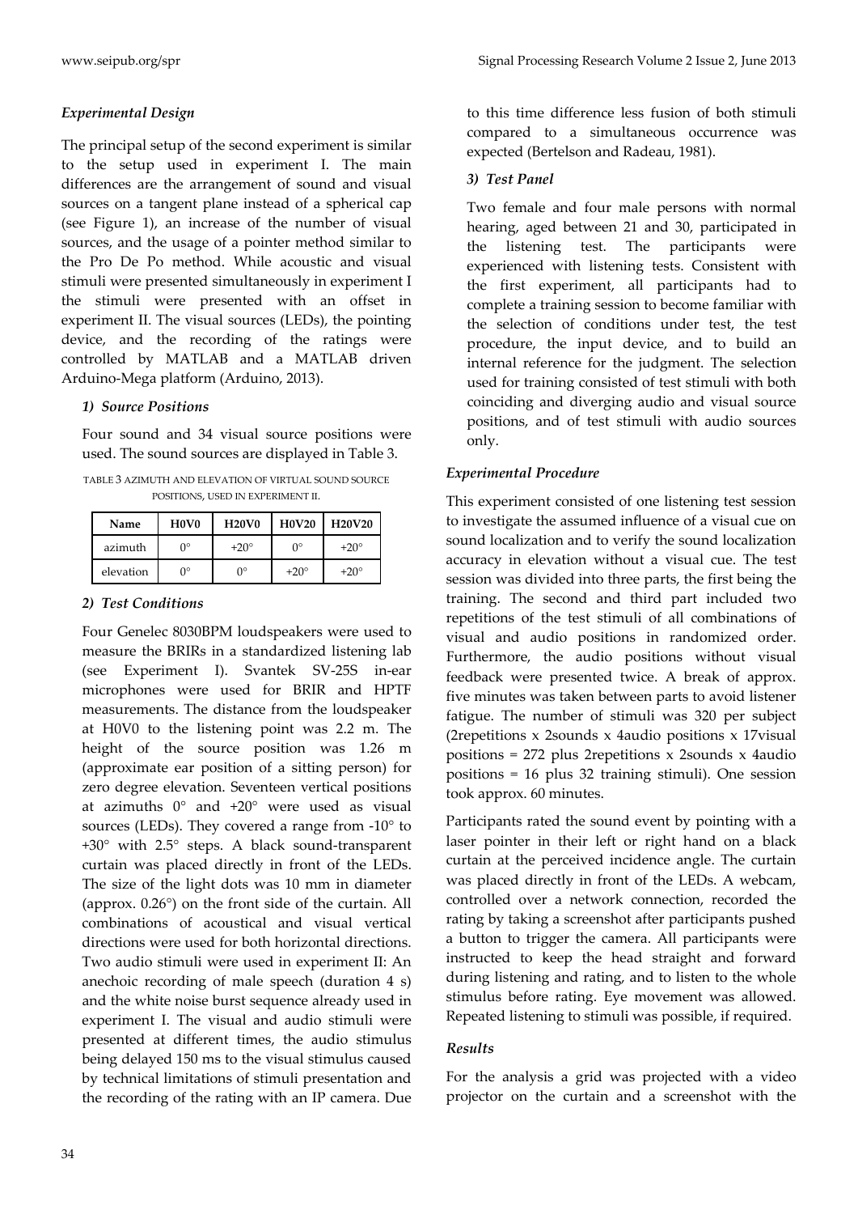### *Experimental Design*

The principal setup of the second experiment is similar to the setup used in experiment I. The main differences are the arrangement of sound and visual sources on a tangent plane instead of a spherical cap (see Figure 1), an increase of the number of visual sources, and the usage of a pointer method similar to the Pro De Po method. While acoustic and visual stimuli were presented simultaneously in experiment I the stimuli were presented with an offset in experiment II. The visual sources (LEDs), the pointing device, and the recording of the ratings were controlled by MATLAB and a MATLAB driven Arduino-Mega platform (Arduino, 2013).

#### *1) Source Positions*

Four sound and 34 visual source positions were used. The sound sources are displayed in Table 3.

TABLE 3 AZIMUTH AND ELEVATION OF VIRTUAL SOUND SOURCE POSITIONS, USED IN EXPERIMENT II.

| Name | H0V0 | H20V0 | H0V20 | H20V20 |
|---|---|---|---|---|
| azimuth | 0° | +20° | 0° | +20° |
| elevation | 0° | 0° | +20° | +20° |

#### *2) Test Conditions*

Four Genelec 8030BPM loudspeakers were used to measure the BRIRs in a standardized listening lab (see Experiment I). Svantek SV-25S in-ear microphones were used for BRIR and HPTF measurements. The distance from the loudspeaker at H0V0 to the listening point was 2.2 m. The height of the source position was 1.26 m (approximate ear position of a sitting person) for zero degree elevation. Seventeen vertical positions at azimuths 0° and +20° were used as visual sources (LEDs). They covered a range from -10° to +30° with 2.5° steps. A black sound-transparent curtain was placed directly in front of the LEDs. The size of the light dots was 10 mm in diameter (approx. 0.26°) on the front side of the curtain. All combinations of acoustical and visual vertical directions were used for both horizontal directions. Two audio stimuli were used in experiment II: An anechoic recording of male speech (duration 4 s) and the white noise burst sequence already used in experiment I. The visual and audio stimuli were presented at different times, the audio stimulus being delayed 150 ms to the visual stimulus caused by technical limitations of stimuli presentation and the recording of the rating with an IP camera. Due to this time difference less fusion of both stimuli compared to a simultaneous occurrence was expected (Bertelson and Radeau, 1981).

#### *3) Test Panel*

Two female and four male persons with normal hearing, aged between 21 and 30, participated in the listening test. The participants were experienced with listening tests. Consistent with the first experiment, all participants had to complete a training session to become familiar with the selection of conditions under test, the test procedure, the input device, and to build an internal reference for the judgment. The selection used for training consisted of test stimuli with both coinciding and diverging audio and visual source positions, and of test stimuli with audio sources only.

### *Experimental Procedure*

This experiment consisted of one listening test session to investigate the assumed influence of a visual cue on sound localization and to verify the sound localization accuracy in elevation without a visual cue. The test session was divided into three parts, the first being the training. The second and third part included two repetitions of the test stimuli of all combinations of visual and audio positions in randomized order. Furthermore, the audio positions without visual feedback were presented twice. A break of approx. five minutes was taken between parts to avoid listener fatigue. The number of stimuli was 320 per subject (2repetitions x 2sounds x 4audio positions x 17visual positions = 272 plus 2repetitions x 2sounds x 4audio positions = 16 plus 32 training stimuli). One session took approx. 60 minutes.

Participants rated the sound event by pointing with a laser pointer in their left or right hand on a black curtain at the perceived incidence angle. The curtain was placed directly in front of the LEDs. A webcam, controlled over a network connection, recorded the rating by taking a screenshot after participants pushed a button to trigger the camera. All participants were instructed to keep the head straight and forward during listening and rating, and to listen to the whole stimulus before rating. Eye movement was allowed. Repeated listening to stimuli was possible, if required.

### *Results*

For the analysis a grid was projected with a video projector on the curtain and a screenshot with the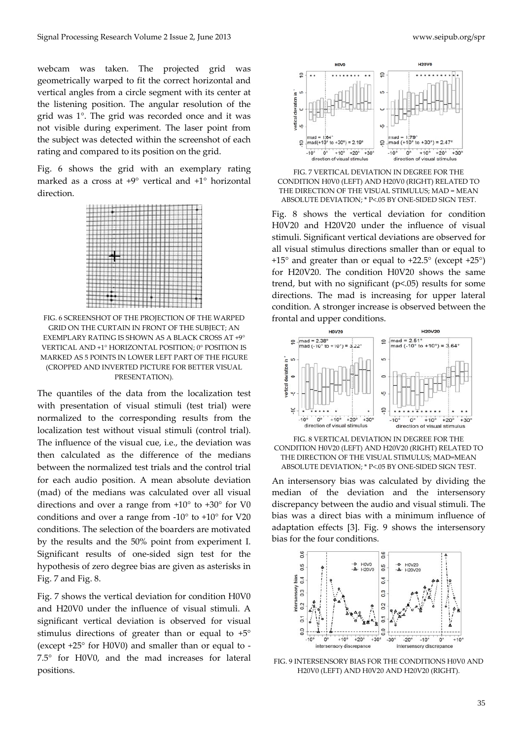webcam was taken. The projected grid was geometrically warped to fit the correct horizontal and vertical angles from a circle segment with its center at the listening position. The angular resolution of the grid was 1°. The grid was recorded once and it was not visible during experiment. The laser point from the subject was detected within the screenshot of each rating and compared to its position on the grid.

Fig. 6 shows the grid with an exemplary rating marked as a cross at +9° vertical and +1° horizontal direction.

FIG. 6 SCREENSHOT OF THE PROJECTION OF THE WARPED GRID ON THE CURTAIN IN FRONT OF THE SUBJECT; AN EXEMPLARY RATING IS SHOWN AS A BLACK CROSS AT +9° VERTICAL AND +1° HORIZONTAL POSITION; 0° POSITION IS MARKED AS 5 POINTS IN LOWER LEFT PART OF THE FIGURE (CROPPED AND INVERTED PICTURE FOR BETTER VISUAL PRESENTATION).

The quantiles of the data from the localization test with presentation of visual stimuli (test trial) were normalized to the corresponding results from the localization test without visual stimuli (control trial). The influence of the visual cue, i.e., the deviation was then calculated as the difference of the medians between the normalized test trials and the control trial for each audio position. A mean absolute deviation (mad) of the medians was calculated over all visual directions and over a range from +10° to +30° for V0 conditions and over a range from -10° to +10° for V20 conditions. The selection of the boarders are motivated by the results and the 50% point from experiment I. Significant results of one-sided sign test for the hypothesis of zero degree bias are given as asterisks in Fig. 7 and Fig. 8.

Fig. 7 shows the vertical deviation for condition H0V0 and H20V0 under the influence of visual stimuli. A significant vertical deviation is observed for visual stimulus directions of greater than or equal to +5° (except +25° for H0V0) and smaller than or equal to -7.5° for H0V0, and the mad increases for lateral positions.

FIG. 7 VERTICAL DEVIATION IN DEGREE FOR THE CONDITION H0V0 (LEFT) AND H20V0 (RIGHT) RELATED TO THE DIRECTION OF THE VISUAL STIMULUS; MAD = MEAN ABSOLUTE DEVIATION; * P<.05 BY ONE-SIDED SIGN TEST.

Fig. 8 shows the vertical deviation for condition H0V20 and H20V20 under the influence of visual stimuli. Significant vertical deviations are observed for all visual stimulus directions smaller than or equal to +15° and greater than or equal to +22.5° (except +25°) for H20V20. The condition H0V20 shows the same trend, but with no significant ($p<.05$) results for some directions. The mad is increasing for upper lateral condition. A stronger increase is observed between the frontal and upper conditions.

FIG. 8 VERTICAL DEVIATION IN DEGREE FOR THE CONDITION H0V20 (LEFT) AND H20V20 (RIGHT) RELATED TO THE DIRECTION OF THE VISUAL STIMULUS; MAD=MEAN ABSOLUTE DEVIATION; * P<.05 BY ONE-SIDED SIGN TEST.

An intersensory bias was calculated by dividing the median of the deviation and the intersensory discrepancy between the audio and visual stimuli. The bias was a direct bias with a minimum influence of adaptation effects [3]. Fig. 9 shows the intersensory bias for the four conditions.

FIG. 9 INTERSENSORY BIAS FOR THE CONDITIONS H0V0 AND H20V0 (LEFT) AND H0V20 AND H20V20 (RIGHT).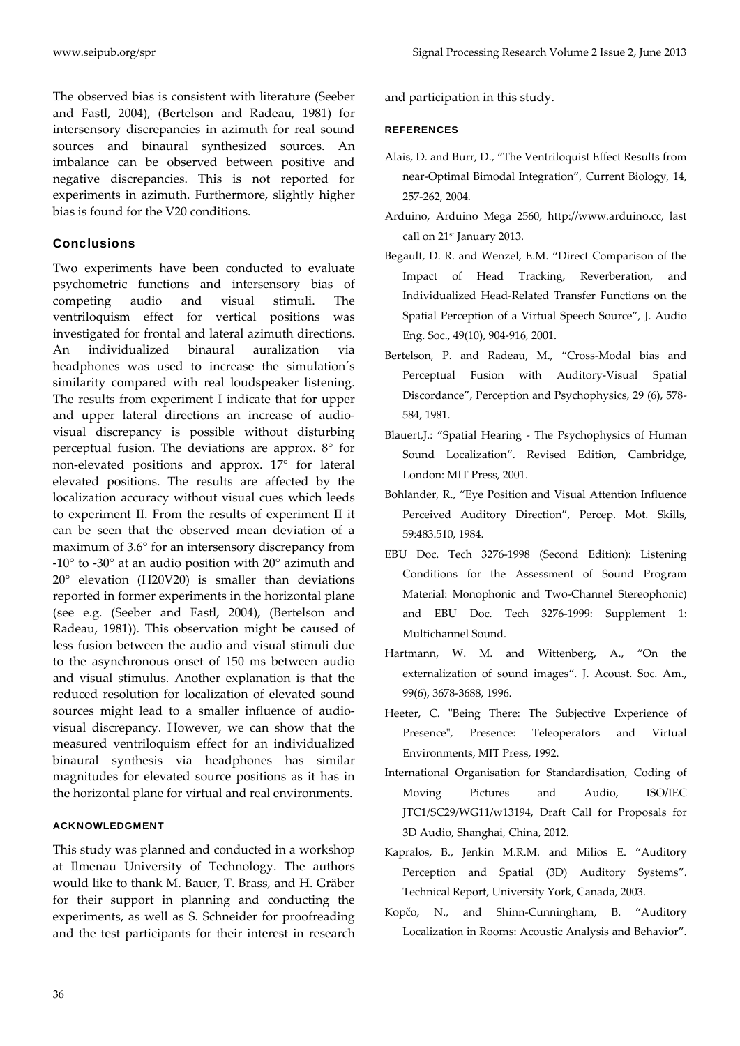The observed bias is consistent with literature (Seeber and Fastl, 2004), (Bertelson and Radeau, 1981) for intersensory discrepancies in azimuth for real sound sources and binaural synthesized sources. An imbalance can be observed between positive and negative discrepancies. This is not reported for experiments in azimuth. Furthermore, slightly higher bias is found for the V20 conditions.

## Conclusions

Two experiments have been conducted to evaluate psychometric functions and intersensory bias of competing audio and visual stimuli. The ventriloquism effect for vertical positions was investigated for frontal and lateral azimuth directions. An individualized binaural auralization via headphones was used to increase the simulation´s similarity compared with real loudspeaker listening. The results from experiment I indicate that for upper and upper lateral directions an increase of audio-visual discrepancy is possible without disturbing perceptual fusion. The deviations are approx. 8° for non-elevated positions and approx. 17° for lateral elevated positions. The results are affected by the localization accuracy without visual cues which leeds to experiment II. From the results of experiment II it can be seen that the observed mean deviation of a maximum of 3.6° for an intersensory discrepancy from -10° to -30° at an audio position with 20° azimuth and 20° elevation (H20V20) is smaller than deviations reported in former experiments in the horizontal plane (see e.g. (Seeber and Fastl, 2004), (Bertelson and Radeau, 1981)). This observation might be caused of less fusion between the audio and visual stimuli due to the asynchronous onset of 150 ms between audio and visual stimulus. Another explanation is that the reduced resolution for localization of elevated sound sources might lead to a smaller influence of audio-visual discrepancy. However, we can show that the measured ventriloquism effect for an individualized binaural synthesis via headphones has similar magnitudes for elevated source positions as it has in the horizontal plane for virtual and real environments.

### ACKNOWLEDGMENT

This study was planned and conducted in a workshop at Ilmenau University of Technology. The authors would like to thank M. Bauer, T. Brass, and H. Gräber for their support in planning and conducting the experiments, as well as S. Schneider for proofreading and the test participants for their interest in research and participation in this study.

### REFERENCES

Alais, D. and Burr, D., "The Ventriloquist Effect Results from near-Optimal Bimodal Integration", Current Biology, 14, 257-262, 2004.

Arduino, Arduino Mega 2560, http://www.arduino.cc, last call on 21st January 2013.

Begault, D. R. and Wenzel, E.M. "Direct Comparison of the Impact of Head Tracking, Reverberation, and Individualized Head-Related Transfer Functions on the Spatial Perception of a Virtual Speech Source", J. Audio Eng. Soc., 49(10), 904-916, 2001.

Bertelson, P. and Radeau, M., "Cross-Modal bias and Perceptual Fusion with Auditory-Visual Spatial Discordance", Perception and Psychophysics, 29 (6), 578-584, 1981.

Blauert,J.: "Spatial Hearing - The Psychophysics of Human Sound Localization". Revised Edition, Cambridge, London: MIT Press, 2001.

Bohlander, R., "Eye Position and Visual Attention Influence Perceived Auditory Direction", Percep. Mot. Skills, 59:483.510, 1984.

EBU Doc. Tech 3276-1998 (Second Edition): Listening Conditions for the Assessment of Sound Program Material: Monophonic and Two-Channel Stereophonic) and EBU Doc. Tech 3276-1999: Supplement 1: Multichannel Sound.

Hartmann, W. M. and Wittenberg, A., "On the externalization of sound images". J. Acoust. Soc. Am., 99(6), 3678-3688, 1996.

Heeter, C. "Being There: The Subjective Experience of Presence", Presence: Teleoperators and Virtual Environments, MIT Press, 1992.

International Organisation for Standardisation, Coding of Moving Pictures and Audio, ISO/IEC JTC1/SC29/WG11/w13194, Draft Call for Proposals for 3D Audio, Shanghai, China, 2012.

Kapralos, B., Jenkin M.R.M. and Milios E. "Auditory Perception and Spatial (3D) Auditory Systems". Technical Report, University York, Canada, 2003.

Kopčo, N., and Shinn-Cunningham, B. "Auditory Localization in Rooms: Acoustic Analysis and Behavior".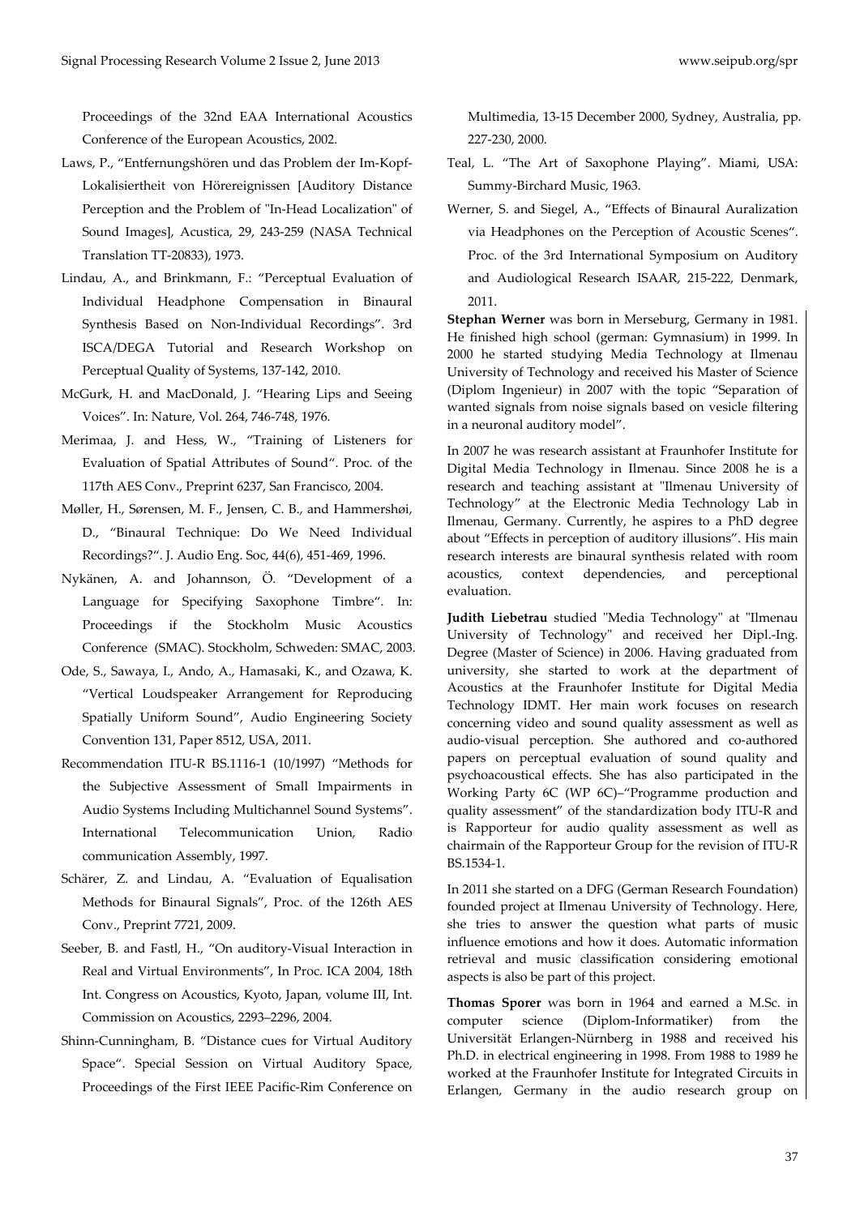Proceedings of the 32nd EAA International Acoustics Conference of the European Acoustics, 2002.

Laws, P., "Entfernungshören und das Problem der Im-Kopf-Lokalisiertheit von Hörereignissen [Auditory Distance Perception and the Problem of "In-Head Localization" of Sound Images], Acustica, 29, 243-259 (NASA Technical Translation TT-20833), 1973.

Lindau, A., and Brinkmann, F.: "Perceptual Evaluation of Individual Headphone Compensation in Binaural Synthesis Based on Non-Individual Recordings". 3rd ISCA/DEGA Tutorial and Research Workshop on Perceptual Quality of Systems, 137-142, 2010.

McGurk, H. and MacDonald, J. "Hearing Lips and Seeing Voices". In: Nature, Vol. 264, 746-748, 1976.

Merimaa, J. and Hess, W., "Training of Listeners for Evaluation of Spatial Attributes of Sound". Proc. of the 117th AES Conv., Preprint 6237, San Francisco, 2004.

Møller, H., Sørensen, M. F., Jensen, C. B., and Hammershøi, D., "Binaural Technique: Do We Need Individual Recordings?". J. Audio Eng. Soc, 44(6), 451-469, 1996.

Nykänen, A. and Johannson, Ö. "Development of a Language for Specifying Saxophone Timbre". In: Proceedings if the Stockholm Music Acoustics Conference (SMAC). Stockholm, Schweden: SMAC, 2003.

Ode, S., Sawaya, I., Ando, A., Hamasaki, K., and Ozawa, K. "Vertical Loudspeaker Arrangement for Reproducing Spatially Uniform Sound", Audio Engineering Society Convention 131, Paper 8512, USA, 2011.

Recommendation ITU-R BS.1116-1 (10/1997) "Methods for the Subjective Assessment of Small Impairments in Audio Systems Including Multichannel Sound Systems". International Telecommunication Union, Radio communication Assembly, 1997.

Schärer, Z. and Lindau, A. "Evaluation of Equalisation Methods for Binaural Signals", Proc. of the 126th AES Conv., Preprint 7721, 2009.

Seeber, B. and Fastl, H., "On auditory-Visual Interaction in Real and Virtual Environments", In Proc. ICA 2004, 18th Int. Congress on Acoustics, Kyoto, Japan, volume III, Int. Commission on Acoustics, 2293–2296, 2004.

Shinn-Cunningham, B. "Distance cues for Virtual Auditory Space". Special Session on Virtual Auditory Space, Proceedings of the First IEEE Pacific-Rim Conference on Multimedia, 13-15 December 2000, Sydney, Australia, pp. 227-230, 2000.

Teal, L. "The Art of Saxophone Playing". Miami, USA: Summy-Birchard Music, 1963.

Werner, S. and Siegel, A., "Effects of Binaural Auralization via Headphones on the Perception of Acoustic Scenes". Proc. of the 3rd International Symposium on Auditory and Audiological Research ISAAR, 215-222, Denmark, 2011.

**Stephan Werner** was born in Merseburg, Germany in 1981. He finished high school (german: Gymnasium) in 1999. In 2000 he started studying Media Technology at Ilmenau University of Technology and received his Master of Science (Diplom Ingenieur) in 2007 with the topic "Separation of wanted signals from noise signals based on vesicle filtering in a neuronal auditory model".

In 2007 he was research assistant at Fraunhofer Institute for Digital Media Technology in Ilmenau. Since 2008 he is a research and teaching assistant at "Ilmenau University of Technology" at the Electronic Media Technology Lab in Ilmenau, Germany. Currently, he aspires to a PhD degree about "Effects in perception of auditory illusions". His main research interests are binaural synthesis related with room acoustics, context dependencies, and perceptional evaluation.

**Judith Liebetrau** studied "Media Technology" at "Ilmenau University of Technology" and received her Dipl.-Ing. Degree (Master of Science) in 2006. Having graduated from university, she started to work at the department of Acoustics at the Fraunhofer Institute for Digital Media Technology IDMT. Her main work focuses on research concerning video and sound quality assessment as well as audio-visual perception. She authored and co-authored papers on perceptual evaluation of sound quality and psychoacoustical effects. She has also participated in the Working Party 6C (WP 6C)–"Programme production and quality assessment" of the standardization body ITU-R and is Rapporteur for audio quality assessment as well as chairmain of the Rapporteur Group for the revision of ITU-R BS.1534-1.

In 2011 she started on a DFG (German Research Foundation) founded project at Ilmenau University of Technology. Here, she tries to answer the question what parts of music influence emotions and how it does. Automatic information retrieval and music classification considering emotional aspects is also be part of this project.

**Thomas Sporer** was born in 1964 and earned a M.Sc. in computer science (Diplom-Informatiker) from the Universität Erlangen-Nürnberg in 1988 and received his Ph.D. in electrical engineering in 1998. From 1988 to 1989 he worked at the Fraunhofer Institute for Integrated Circuits in Erlangen, Germany in the audio research group on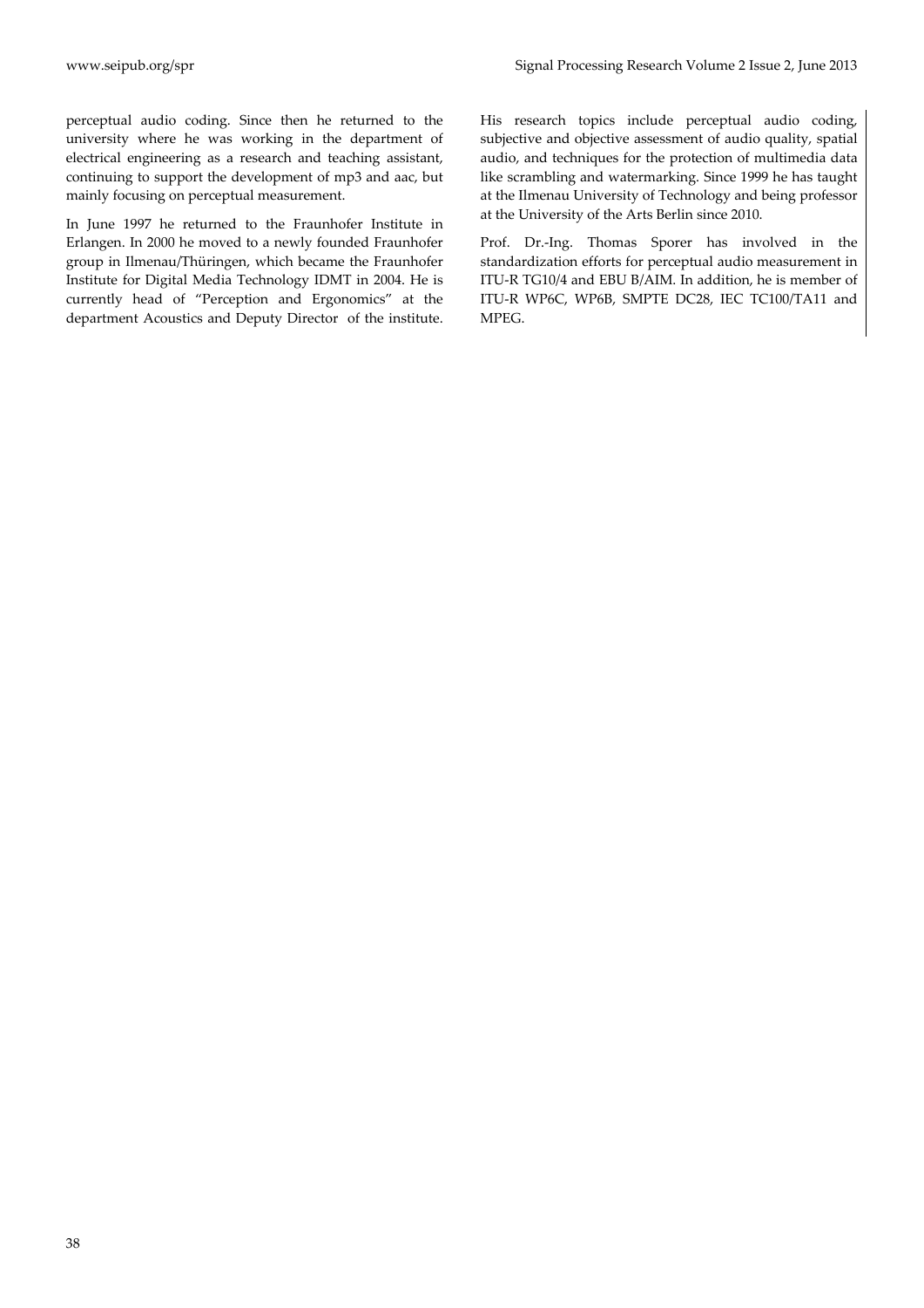perceptual audio coding. Since then he returned to the university where he was working in the department of electrical engineering as a research and teaching assistant, continuing to support the development of mp3 and aac, but mainly focusing on perceptual measurement.

In June 1997 he returned to the Fraunhofer Institute in Erlangen. In 2000 he moved to a newly founded Fraunhofer group in Ilmenau/Thüringen, which became the Fraunhofer Institute for Digital Media Technology IDMT in 2004. He is currently head of "Perception and Ergonomics" at the department Acoustics and Deputy Director of the institute.

His research topics include perceptual audio coding, subjective and objective assessment of audio quality, spatial audio, and techniques for the protection of multimedia data like scrambling and watermarking. Since 1999 he has taught at the Ilmenau University of Technology and being professor at the University of the Arts Berlin since 2010.

Prof. Dr.-Ing. Thomas Sporer has involved in the standardization efforts for perceptual audio measurement in ITU-R TG10/4 and EBU B/AIM. In addition, he is member of ITU-R WP6C, WP6B, SMPTE DC28, IEC TC100/TA11 and MPEG.